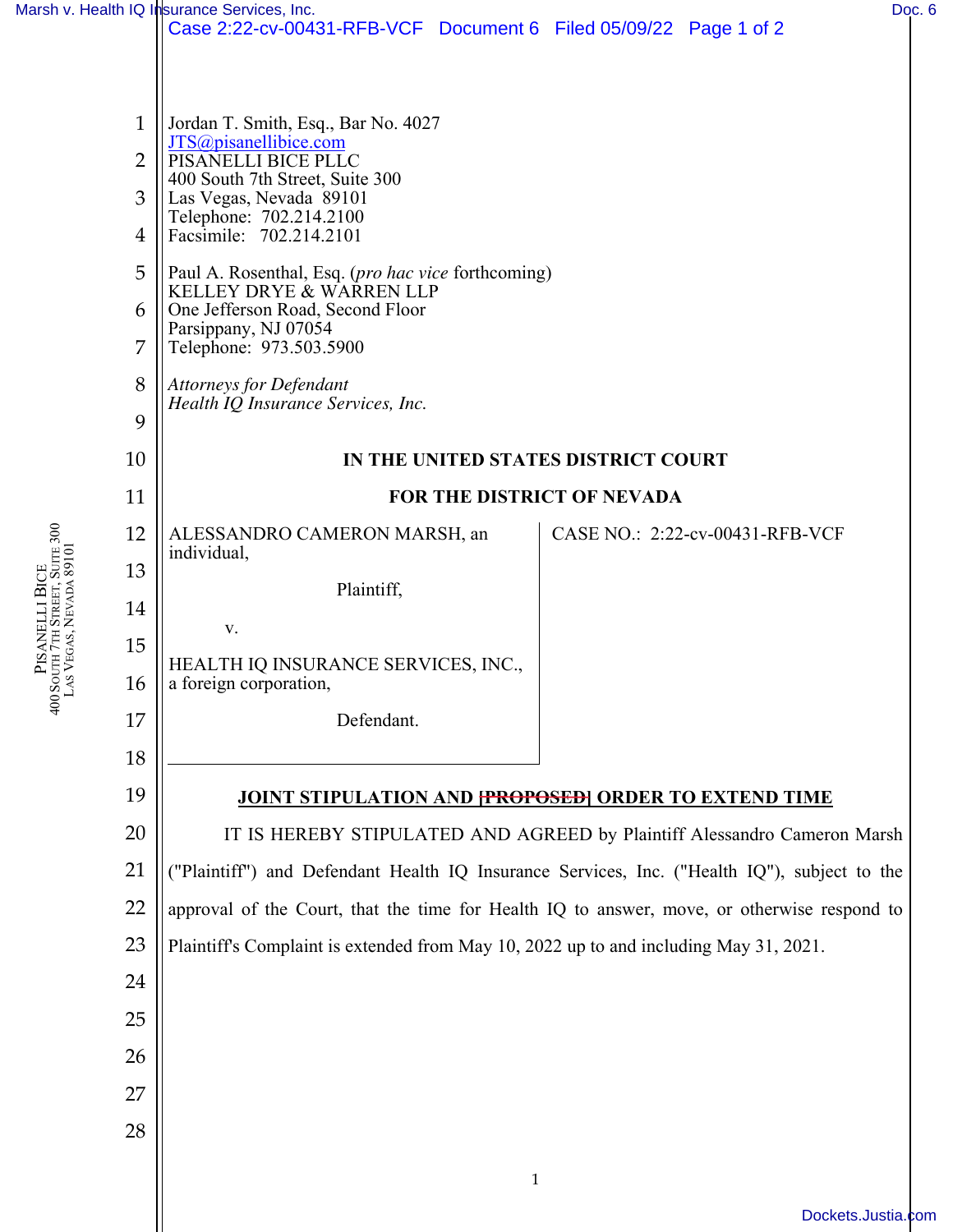Jordan T. Smith, Esq., Bar No. 4027
JTS@pisanellibice.com
PISANELLI BICE PLLC
400 South 7th Street, Suite 300
Las Vegas, Nevada 89101
Telephone: 702.214.2100
Facsimile: 702.214.2101

Paul A. Rosenthal, Esq. (*pro hac vice* forthcoming)
KELLEY DRYE & WARREN LLP
One Jefferson Road, Second Floor
Parsippany, NJ 07054
Telephone: 973.503.5900

*Attorneys for Defendant*
*Health IQ Insurance Services, Inc.*

**IN THE UNITED STATES DISTRICT COURT**

**FOR THE DISTRICT OF NEVADA**

ALESSANDRO CAMERON MARSH, an individual,

Plaintiff,

v.

HEALTH IQ INSURANCE SERVICES, INC., a foreign corporation,

Defendant.

CASE NO.: 2:22-cv-00431-RFB-VCF

**JOINT STIPULATION AND ~~[PROPOSED]~~ ORDER TO EXTEND TIME**

IT IS HEREBY STIPULATED AND AGREED by Plaintiff Alessandro Cameron Marsh ("Plaintiff") and Defendant Health IQ Insurance Services, Inc. ("Health IQ"), subject to the approval of the Court, that the time for Health IQ to answer, move, or otherwise respond to Plaintiff's Complaint is extended from May 10, 2022 up to and including May 31, 2021.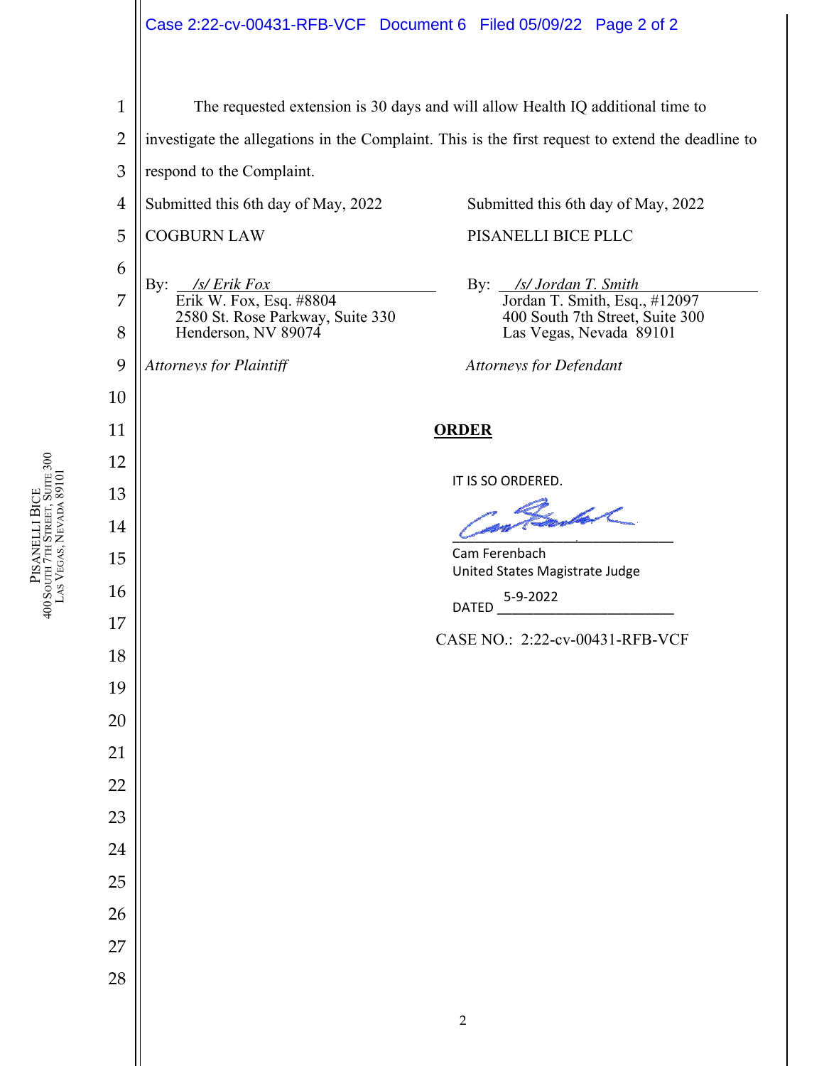The requested extension is 30 days and will allow Health IQ additional time to investigate the allegations in the Complaint. This is the first request to extend the deadline to respond to the Complaint.

Submitted this 6th day of May, 2022

COGBURN LAW

By: */s/ Erik Fox*
Erik W. Fox, Esq. #8804
2580 St. Rose Parkway, Suite 330
Henderson, NV 89074

*Attorneys for Plaintiff*

Submitted this 6th day of May, 2022

PISANELLI BICE PLLC

By: */s/ Jordan T. Smith*
Jordan T. Smith, Esq., #12097
400 South 7th Street, Suite 300
Las Vegas, Nevada 89101

*Attorneys for Defendant*

**ORDER**

IT IS SO ORDERED.

Cam Ferenbach
United States Magistrate Judge

DATED 5-9-2022

CASE NO.: 2:22-cv-00431-RFB-VCF